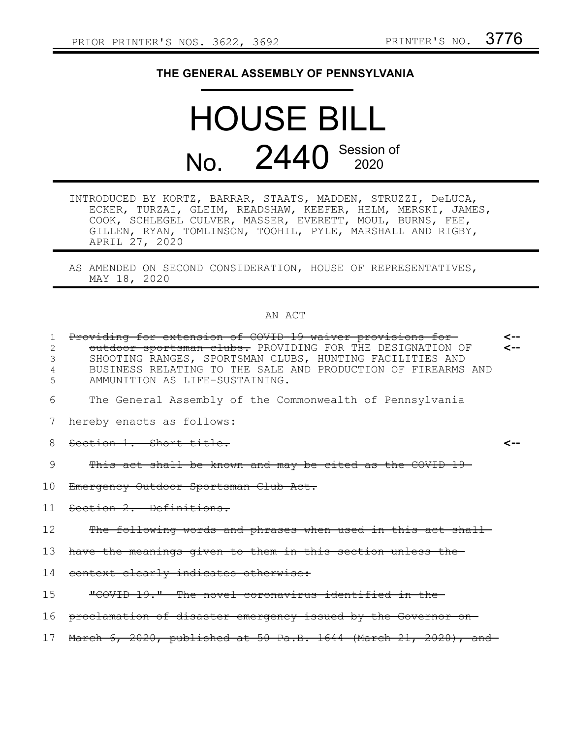PRIOR PRINTER'S NOS. 3622, 3692 PRINTER'S NO. 3776

# THE GENERAL ASSEMBLY OF PENNSYLVANIA

# HOUSE BILL

## No. 2440 Session of 2020

INTRODUCED BY KORTZ, BARRAR, STAATS, MADDEN, STRUZZI, DeLUCA, ECKER, TURZAI, GLEIM, READSHAW, KEEFER, HELM, MERSKI, JAMES, COOK, SCHLEGEL CULVER, MASSER, EVERETT, MOUL, BURNS, FEE, GILLEN, RYAN, TOMLINSON, TOOHIL, PYLE, MARSHALL AND RIGBY, APRIL 27, 2020

AS AMENDED ON SECOND CONSIDERATION, HOUSE OF REPRESENTATIVES, MAY 18, 2020

AN ACT

1 ~~Providing for extension of COVID-19 waiver provisions for~~ <--
2 ~~outdoor sportsman clubs.~~ PROVIDING FOR THE DESIGNATION OF <--
3 SHOOTING RANGES, SPORTSMAN CLUBS, HUNTING FACILITIES AND
4 BUSINESS RELATING TO THE SALE AND PRODUCTION OF FIREARMS AND
5 AMMUNITION AS LIFE-SUSTAINING.

6 The General Assembly of the Commonwealth of Pennsylvania
7 hereby enacts as follows:

8 ~~Section 1. Short title.~~ <--
9 ~~This act shall be known and may be cited as the COVID-19~~
10 ~~Emergency Outdoor Sportsman Club Act.~~
11 ~~Section 2. Definitions.~~
12 ~~The following words and phrases when used in this act shall~~
13 ~~have the meanings given to them in this section unless the~~
14 ~~context clearly indicates otherwise:~~
15 ~~"COVID-19." The novel coronavirus identified in the~~
16 ~~proclamation of disaster emergency issued by the Governor on~~
17 ~~March 6, 2020, published at 50 Pa.B. 1644 (March 21, 2020), and~~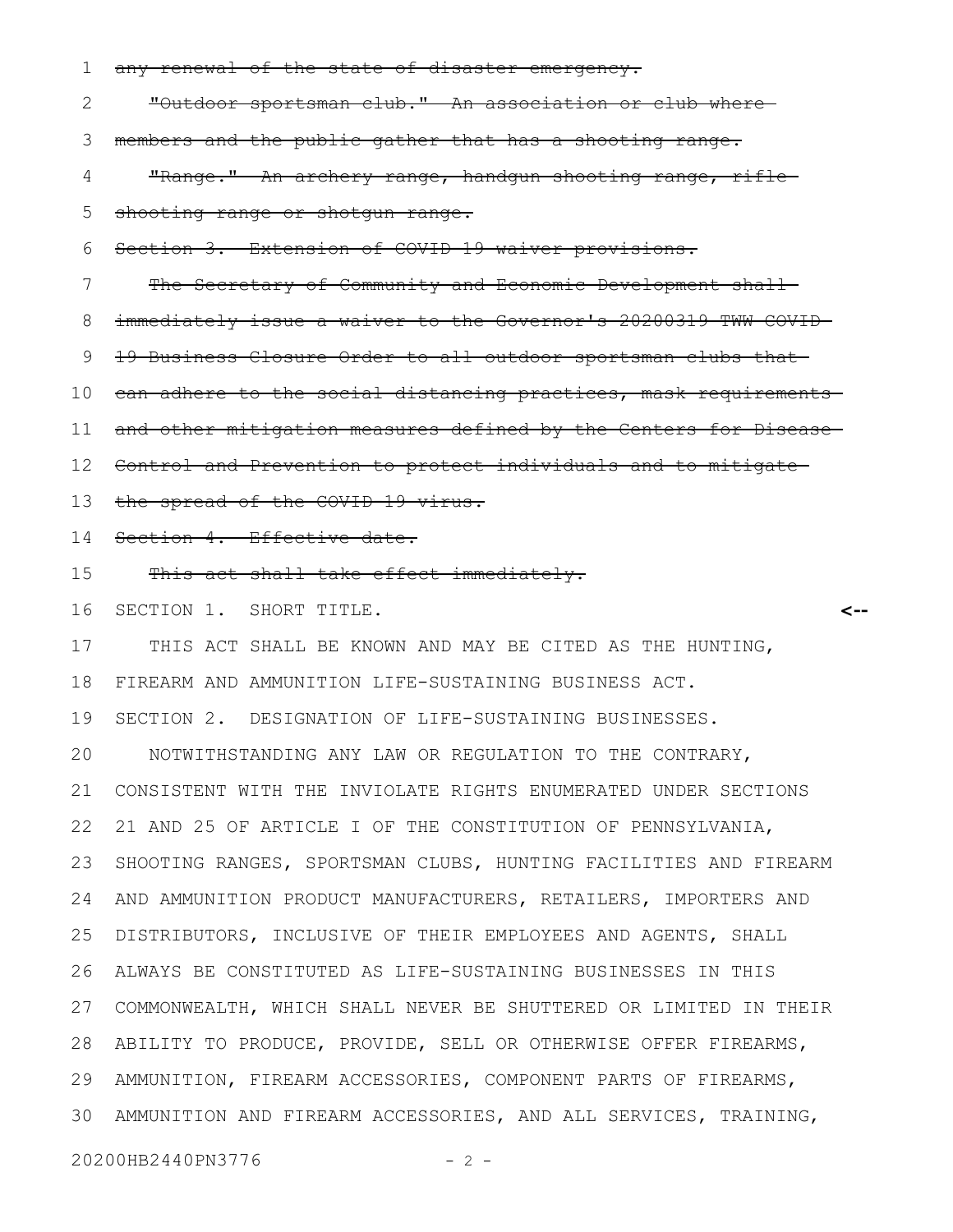~~any renewal of the state of disaster emergency.~~

~~"Outdoor sportsman club." An association or club where members and the public gather that has a shooting range.~~

~~"Range." An archery range, handgun shooting range, rifle shooting range or shotgun range.~~

~~Section 3. Extension of COVID-19 waiver provisions.~~

~~The Secretary of Community and Economic Development shall immediately issue a waiver to the Governor's 20200319 TWW COVID-19 Business Closure Order to all outdoor sportsman clubs that can adhere to the social distancing practices, mask requirements and other mitigation measures defined by the Centers for Disease Control and Prevention to protect individuals and to mitigate the spread of the COVID-19 virus.~~

~~Section 4. Effective date.~~

~~This act shall take effect immediately.~~

SECTION 1. SHORT TITLE. <--

THIS ACT SHALL BE KNOWN AND MAY BE CITED AS THE HUNTING, FIREARM AND AMMUNITION LIFE-SUSTAINING BUSINESS ACT.

SECTION 2. DESIGNATION OF LIFE-SUSTAINING BUSINESSES.

NOTWITHSTANDING ANY LAW OR REGULATION TO THE CONTRARY, CONSISTENT WITH THE INVIOLATE RIGHTS ENUMERATED UNDER SECTIONS 21 AND 25 OF ARTICLE I OF THE CONSTITUTION OF PENNSYLVANIA, SHOOTING RANGES, SPORTSMAN CLUBS, HUNTING FACILITIES AND FIREARM AND AMMUNITION PRODUCT MANUFACTURERS, RETAILERS, IMPORTERS AND DISTRIBUTORS, INCLUSIVE OF THEIR EMPLOYEES AND AGENTS, SHALL ALWAYS BE CONSTITUTED AS LIFE-SUSTAINING BUSINESSES IN THIS COMMONWEALTH, WHICH SHALL NEVER BE SHUTTERED OR LIMITED IN THEIR ABILITY TO PRODUCE, PROVIDE, SELL OR OTHERWISE OFFER FIREARMS, AMMUNITION, FIREARM ACCESSORIES, COMPONENT PARTS OF FIREARMS, AMMUNITION AND FIREARM ACCESSORIES, AND ALL SERVICES, TRAINING,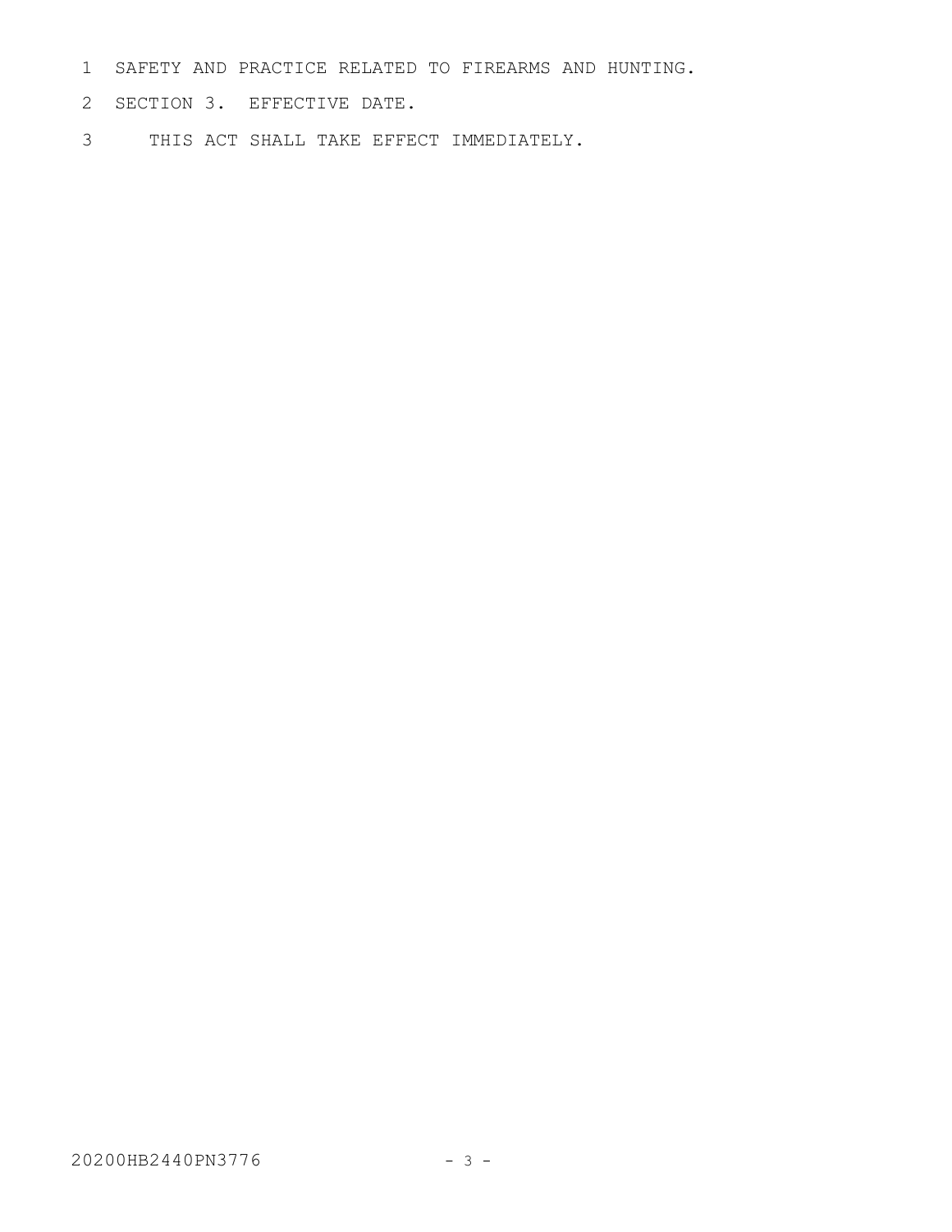SAFETY AND PRACTICE RELATED TO FIREARMS AND HUNTING.

SECTION 3. EFFECTIVE DATE.

THIS ACT SHALL TAKE EFFECT IMMEDIATELY.